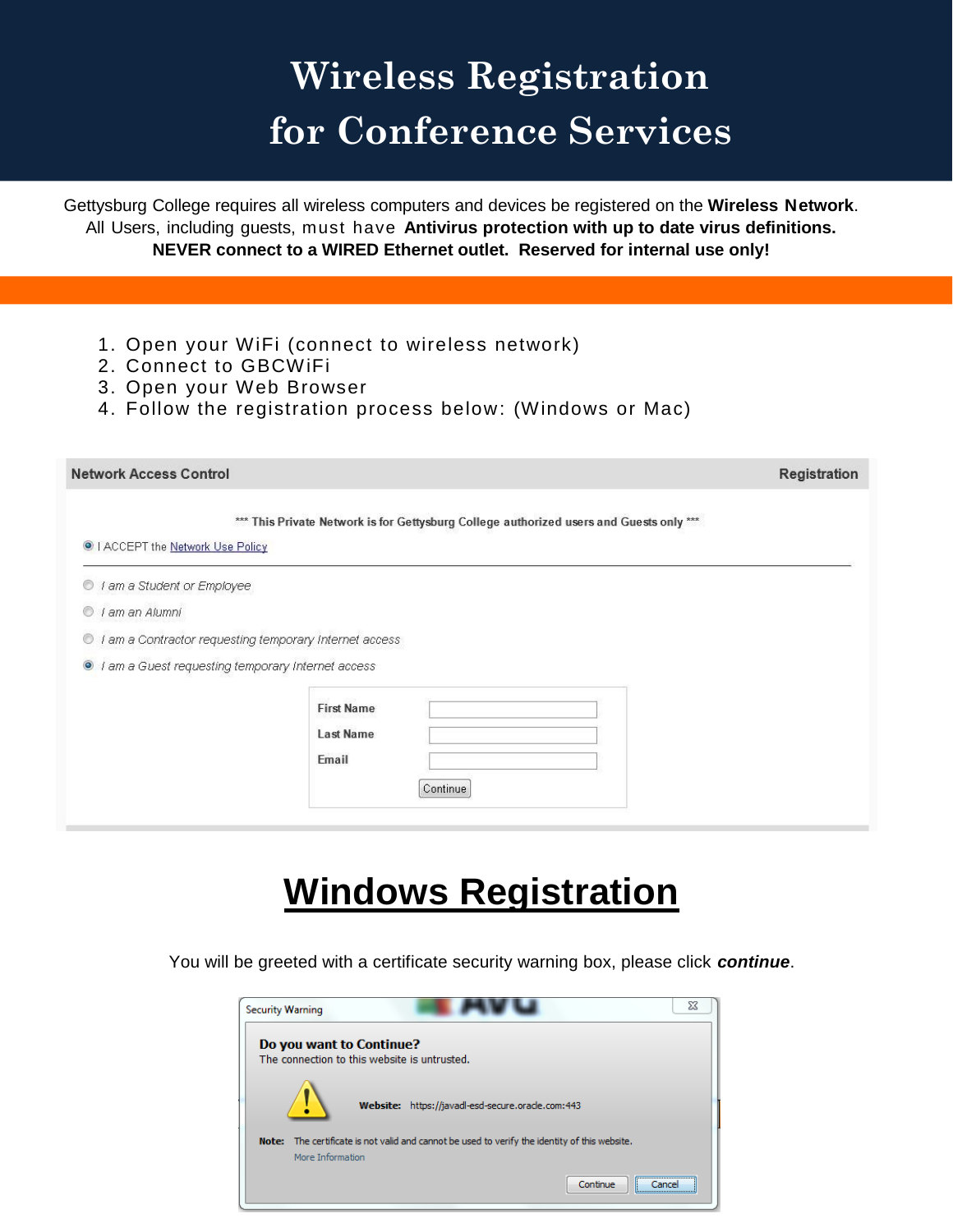# Wireless Registration for Conference Services

Gettysburg College requires all wireless computers and devices be registered on the **Wireless Network**. All Users, including guests, must have **Antivirus protection with up to date virus definitions.**
**NEVER connect to a WIRED Ethernet outlet. Reserved for internal use only!**

1. Open your WiFi (connect to wireless network)
2. Connect to GBCWiFi
3. Open your Web Browser
4. Follow the registration process below: (Windows or Mac)

Network Access Control — Registration

*** This Private Network is for Gettysburg College authorized users and Guests only ***

- (•) I ACCEPT the Network Use Policy

- ( ) I am a Student or Employee
- ( ) I am an Alumni
- ( ) I am a Contractor requesting temporary Internet access
- (•) I am a Guest requesting temporary Internet access

First Name
Last Name
Email
[Continue]

## Windows Registration

You will be greeted with a certificate security warning box, please click ***continue***.

Security Warning

**Do you want to Continue?**
The connection to this website is untrusted.

**Website:** https://javadl-esd-secure.oracle.com:443

**Note:** The certificate is not valid and cannot be used to verify the identity of this website.
More Information

[Continue] [Cancel]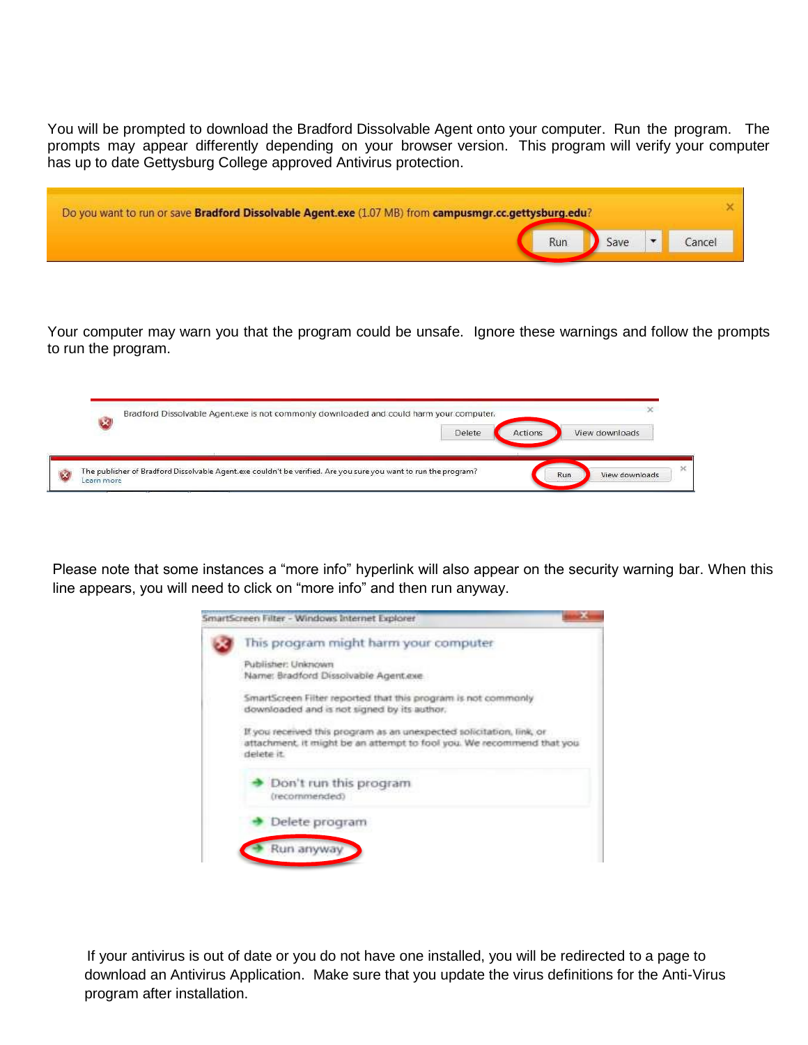You will be prompted to download the Bradford Dissolvable Agent onto your computer. Run the program. The prompts may appear differently depending on your browser version. This program will verify your computer has up to date Gettysburg College approved Antivirus protection.

Your computer may warn you that the program could be unsafe. Ignore these warnings and follow the prompts to run the program.

Please note that some instances a "more info" hyperlink will also appear on the security warning bar. When this line appears, you will need to click on "more info" and then run anyway.

If your antivirus is out of date or you do not have one installed, you will be redirected to a page to download an Antivirus Application. Make sure that you update the virus definitions for the Anti-Virus program after installation.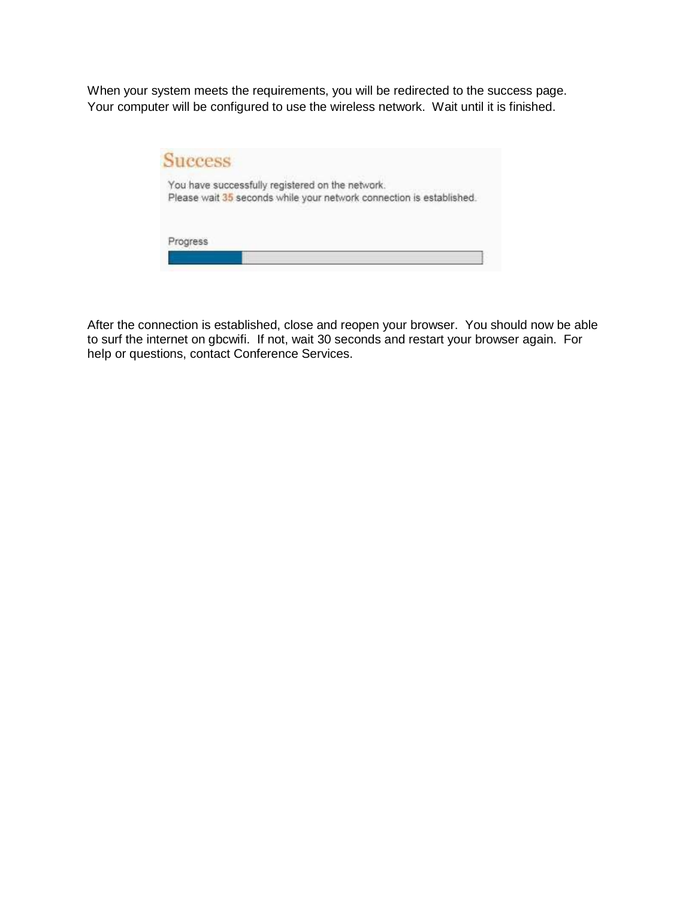When your system meets the requirements, you will be redirected to the success page. Your computer will be configured to use the wireless network. Wait until it is finished.

Success

You have successfully registered on the network.
Please wait 35 seconds while your network connection is established.

Progress

After the connection is established, close and reopen your browser. You should now be able to surf the internet on gbcwifi. If not, wait 30 seconds and restart your browser again. For help or questions, contact Conference Services.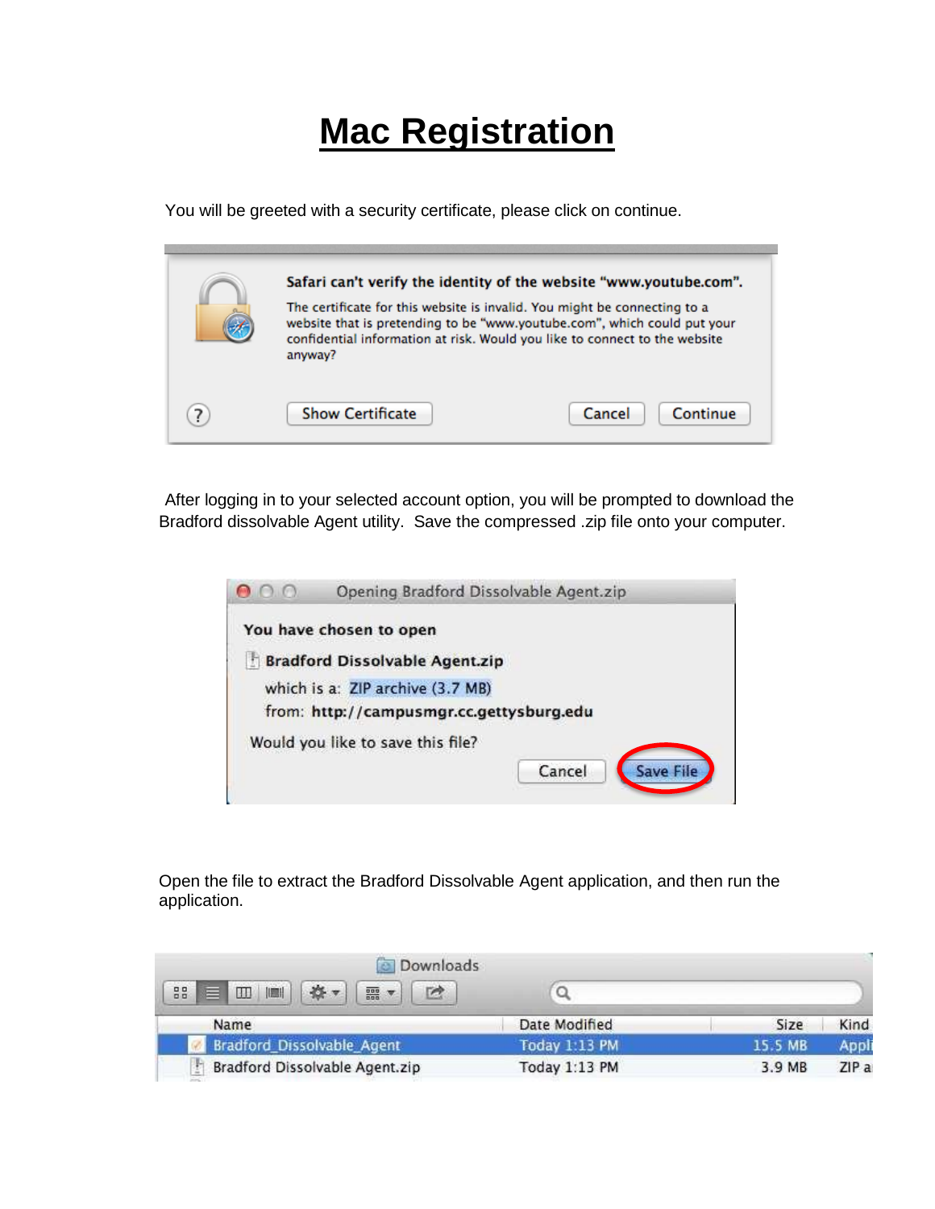# Mac Registration

You will be greeted with a security certificate, please click on continue.

After logging in to your selected account option, you will be prompted to download the Bradford dissolvable Agent utility. Save the compressed .zip file onto your computer.

Open the file to extract the Bradford Dissolvable Agent application, and then run the application.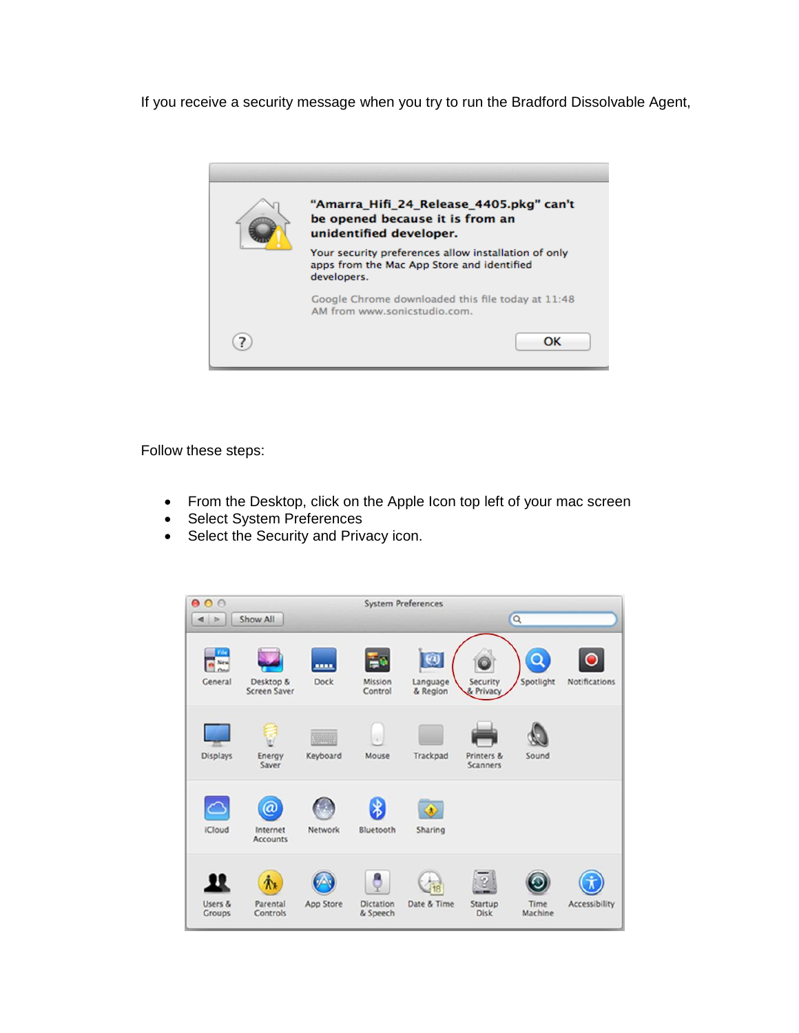If you receive a security message when you try to run the Bradford Dissolvable Agent,

Follow these steps:

- From the Desktop, click on the Apple Icon top left of your mac screen
- Select System Preferences
- Select the Security and Privacy icon.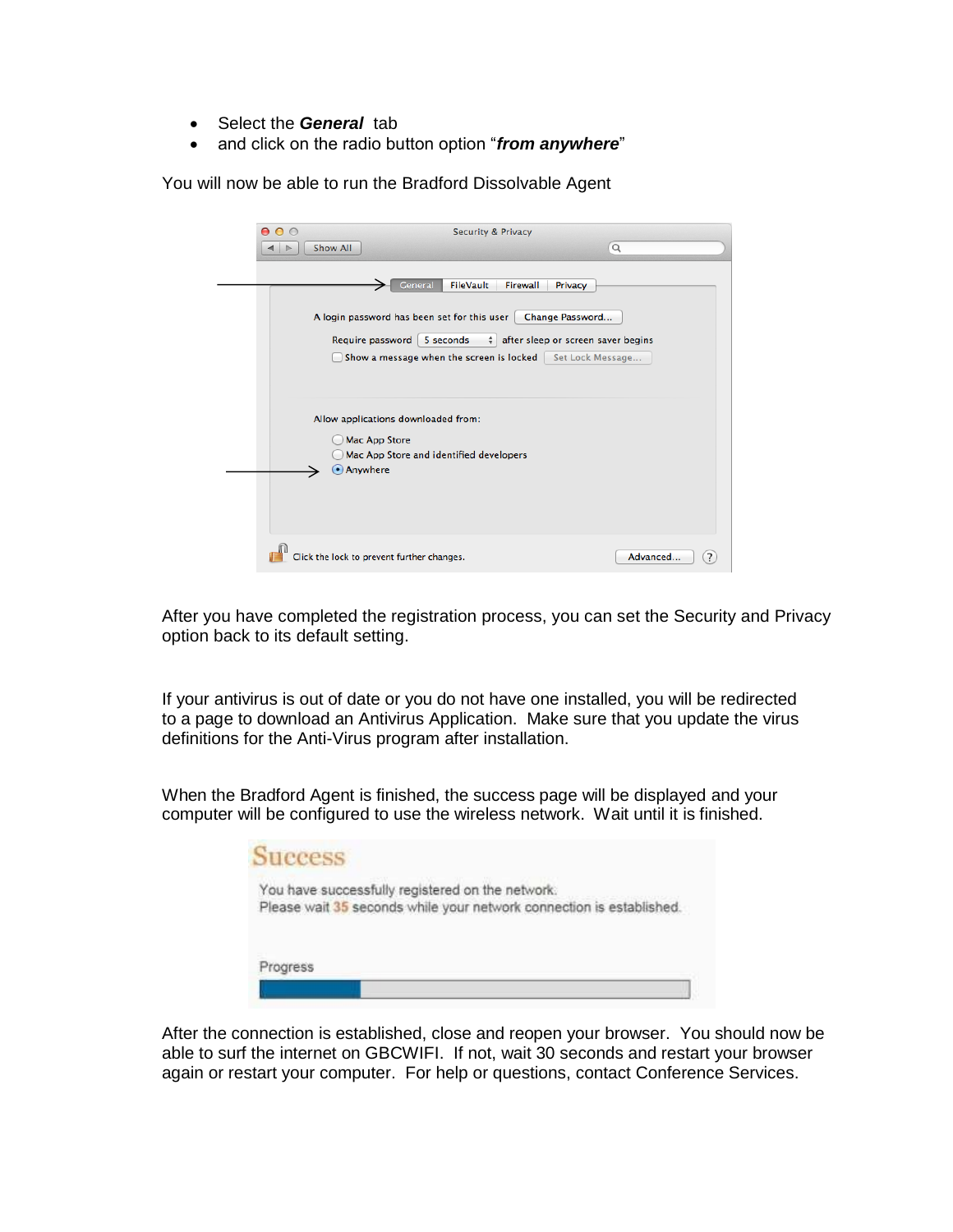- Select the ***General*** tab
- and click on the radio button option "***from anywhere***"

You will now be able to run the Bradford Dissolvable Agent

After you have completed the registration process, you can set the Security and Privacy option back to its default setting.

If your antivirus is out of date or you do not have one installed, you will be redirected to a page to download an Antivirus Application. Make sure that you update the virus definitions for the Anti-Virus program after installation.

When the Bradford Agent is finished, the success page will be displayed and your computer will be configured to use the wireless network. Wait until it is finished.

After the connection is established, close and reopen your browser. You should now be able to surf the internet on GBCWIFI. If not, wait 30 seconds and restart your browser again or restart your computer. For help or questions, contact Conference Services.